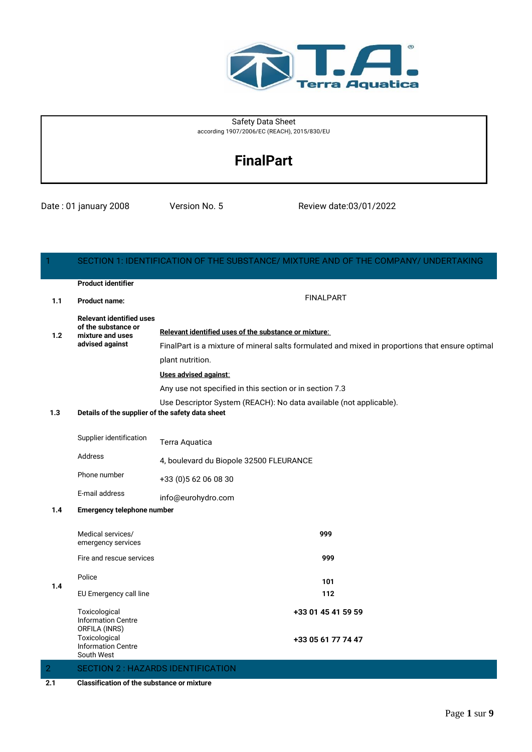Safety Data Sheet
according 1907/2006/EC (REACH), 2015/830/EU

# FinalPart

Date : 01 january 2008 | Version No. 5 | Review date:03/01/2022

## 1 SECTION 1: IDENTIFICATION OF THE SUBSTANCE/ MIXTURE AND OF THE COMPANY/ UNDERTAKING

**Product identifier**

| | | |
|---|---|---|
| **1.1** | **Product name:** | FINALPART |
| **1.2** | **Relevant identified uses of the substance or mixture and uses advised against** | **Relevant identified uses of the substance or mixture:** FinalPart is a mixture of mineral salts formulated and mixed in proportions that ensure optimal plant nutrition. **Uses advised against:** Any use not specified in this section or in section 7.3. Use Descriptor System (REACH): No data available (not applicable). |

**1.3 Details of the supplier of the safety data sheet**

| | |
|---|---|
| Supplier identification | Terra Aquatica |
| Address | 4, boulevard du Biopole 32500 FLEURANCE |
| Phone number | +33 (0)5 62 06 08 30 |
| E-mail address | info@eurohydro.com |

**1.4 Emergency telephone number**

| | |
|---|---|
| Medical services/ emergency services | **999** |
| Fire and rescue services | **999** |
| Police | **101** |
| EU Emergency call line | **112** |
| Toxicological Information Centre ORFILA (INRS) | **+33 01 45 41 59 59** |
| Toxicological Information Centre South West | **+33 05 61 77 74 47** |

## 2 SECTION 2 : HAZARDS IDENTIFICATION

**2.1 Classification of the substance or mixture**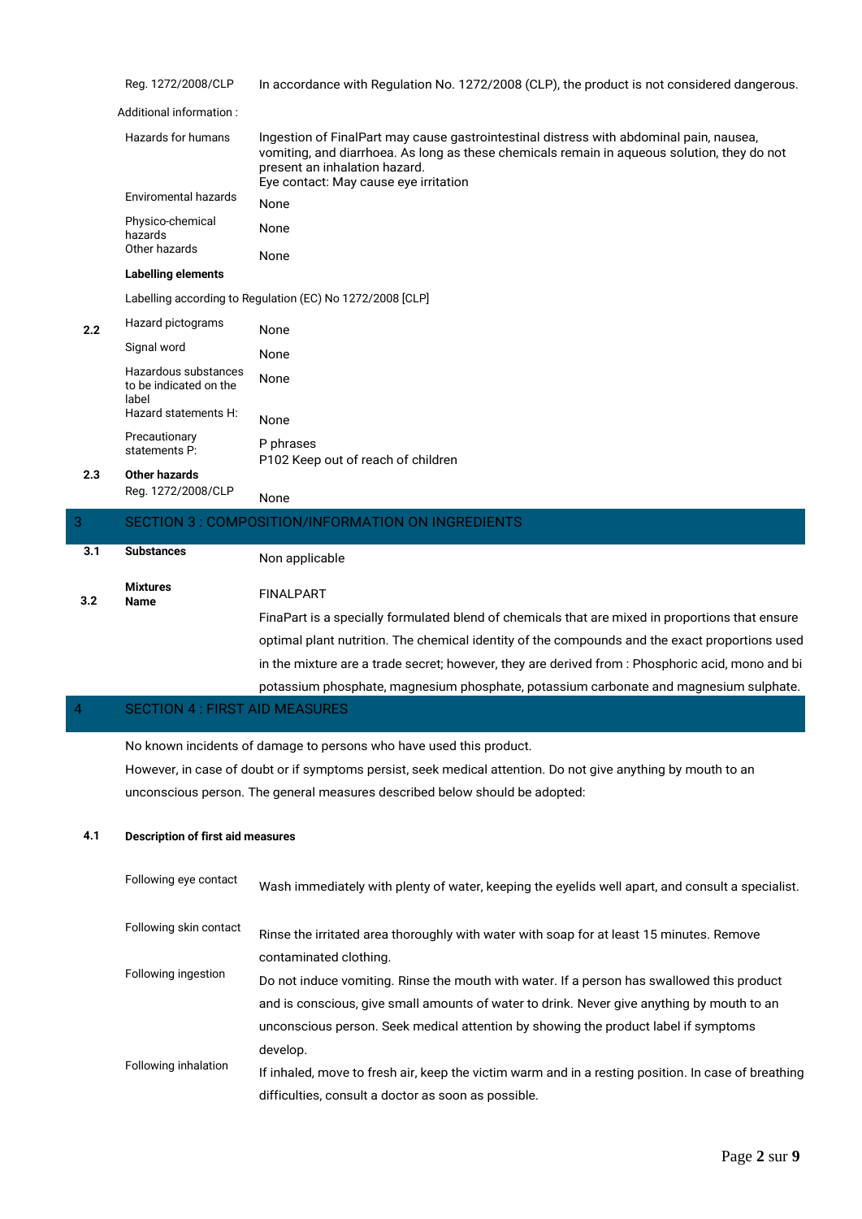| | | |
|---|---|---|
| | Reg. 1272/2008/CLP | In accordance with Regulation No. 1272/2008 (CLP), the product is not considered dangerous. |

Additional information :

| | | |
|---|---|---|
| | Hazards for humans | Ingestion of FinalPart may cause gastrointestinal distress with abdominal pain, nausea, vomiting, and diarrhoea. As long as these chemicals remain in aqueous solution, they do not present an inhalation hazard.<br>Eye contact: May cause eye irritation |
| | Enviromental hazards | None |
| | Physico-chemical hazards | None |
| | Other hazards | None |
| | **Labelling elements** | |
| | Labelling according to Regulation (EC) No 1272/2008 [CLP] | |
| **2.2** | Hazard pictograms | None |
| | Signal word | None |
| | Hazardous substances to be indicated on the label | None |
| | Hazard statements H: | None |
| | Precautionary statements P: | P phrases<br>P102 Keep out of reach of children |
| **2.3** | **Other hazards** | |
| | Reg. 1272/2008/CLP | None |

## 3 SECTION 3 : COMPOSITION/INFORMATION ON INGREDIENTS

| | | |
|---|---|---|
| **3.1** | **Substances** | Non applicable |
| **3.2** | **Mixtures**<br>**Name** | FINALPART<br>FinaPart is a specially formulated blend of chemicals that are mixed in proportions that ensure optimal plant nutrition. The chemical identity of the compounds and the exact proportions used in the mixture are a trade secret; however, they are derived from : Phosphoric acid, mono and bi potassium phosphate, magnesium phosphate, potassium carbonate and magnesium sulphate. |

## 4 SECTION 4 : FIRST AID MEASURES

No known incidents of damage to persons who have used this product.

However, in case of doubt or if symptoms persist, seek medical attention. Do not give anything by mouth to an unconscious person. The general measures described below should be adopted:

**4.1 Description of first aid measures**

| | |
|---|---|
| Following eye contact | Wash immediately with plenty of water, keeping the eyelids well apart, and consult a specialist. |
| Following skin contact | Rinse the irritated area thoroughly with water with soap for at least 15 minutes. Remove contaminated clothing. |
| Following ingestion | Do not induce vomiting. Rinse the mouth with water. If a person has swallowed this product and is conscious, give small amounts of water to drink. Never give anything by mouth to an unconscious person. Seek medical attention by showing the product label if symptoms develop. |
| Following inhalation | If inhaled, move to fresh air, keep the victim warm and in a resting position. In case of breathing difficulties, consult a doctor as soon as possible. |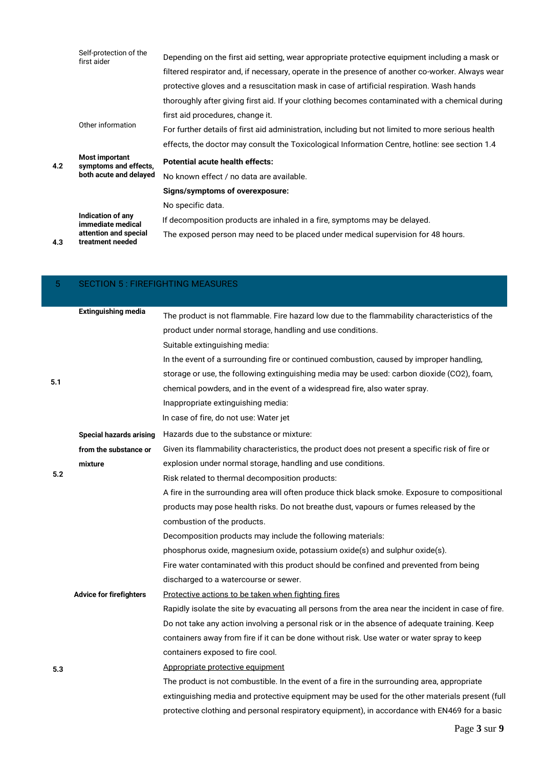| | | |
|---|---|---|
| | Self-protection of the first aider | Depending on the first aid setting, wear appropriate protective equipment including a mask or filtered respirator and, if necessary, operate in the presence of another co-worker. Always wear protective gloves and a resuscitation mask in case of artificial respiration. Wash hands thoroughly after giving first aid. If your clothing becomes contaminated with a chemical during first aid procedures, change it. |
| | Other information | For further details of first aid administration, including but not limited to more serious health effects, the doctor may consult the Toxicological Information Centre, hotline: see section 1.4 |
| 4.2 | **Most important symptoms and effects, both acute and delayed** | **Potential acute health effects:**<br>No known effect / no data are available.<br>**Signs/symptoms of overexposure:**<br>No specific data. |
| 4.3 | **Indication of any immediate medical attention and special treatment needed** | If decomposition products are inhaled in a fire, symptoms may be delayed.<br>The exposed person may need to be placed under medical supervision for 48 hours. |

## 5 SECTION 5 : FIREFIGHTING MEASURES

| | | |
|---|---|---|
| 5.1 | **Extinguishing media** | The product is not flammable. Fire hazard low due to the flammability characteristics of the product under normal storage, handling and use conditions.<br>Suitable extinguishing media:<br>In the event of a surrounding fire or continued combustion, caused by improper handling, storage or use, the following extinguishing media may be used: carbon dioxide (CO2), foam, chemical powders, and in the event of a widespread fire, also water spray.<br>Inappropriate extinguishing media:<br>In case of fire, do not use: Water jet |
| 5.2 | **Special hazards arising from the substance or mixture** | Hazards due to the substance or mixture:<br>Given its flammability characteristics, the product does not present a specific risk of fire or explosion under normal storage, handling and use conditions.<br>Risk related to thermal decomposition products:<br>A fire in the surrounding area will often produce thick black smoke. Exposure to compositional products may pose health risks. Do not breathe dust, vapours or fumes released by the combustion of the products.<br>Decomposition products may include the following materials:<br>phosphorus oxide, magnesium oxide, potassium oxide(s) and sulphur oxide(s).<br>Fire water contaminated with this product should be confined and prevented from being discharged to a watercourse or sewer. |
| 5.3 | **Advice for firefighters** | Protective actions to be taken when fighting fires<br>Rapidly isolate the site by evacuating all persons from the area near the incident in case of fire. Do not take any action involving a personal risk or in the absence of adequate training. Keep containers away from fire if it can be done without risk. Use water or water spray to keep containers exposed to fire cool.<br>Appropriate protective equipment<br>The product is not combustible. In the event of a fire in the surrounding area, appropriate extinguishing media and protective equipment may be used for the other materials present (full protective clothing and personal respiratory equipment), in accordance with EN469 for a basic |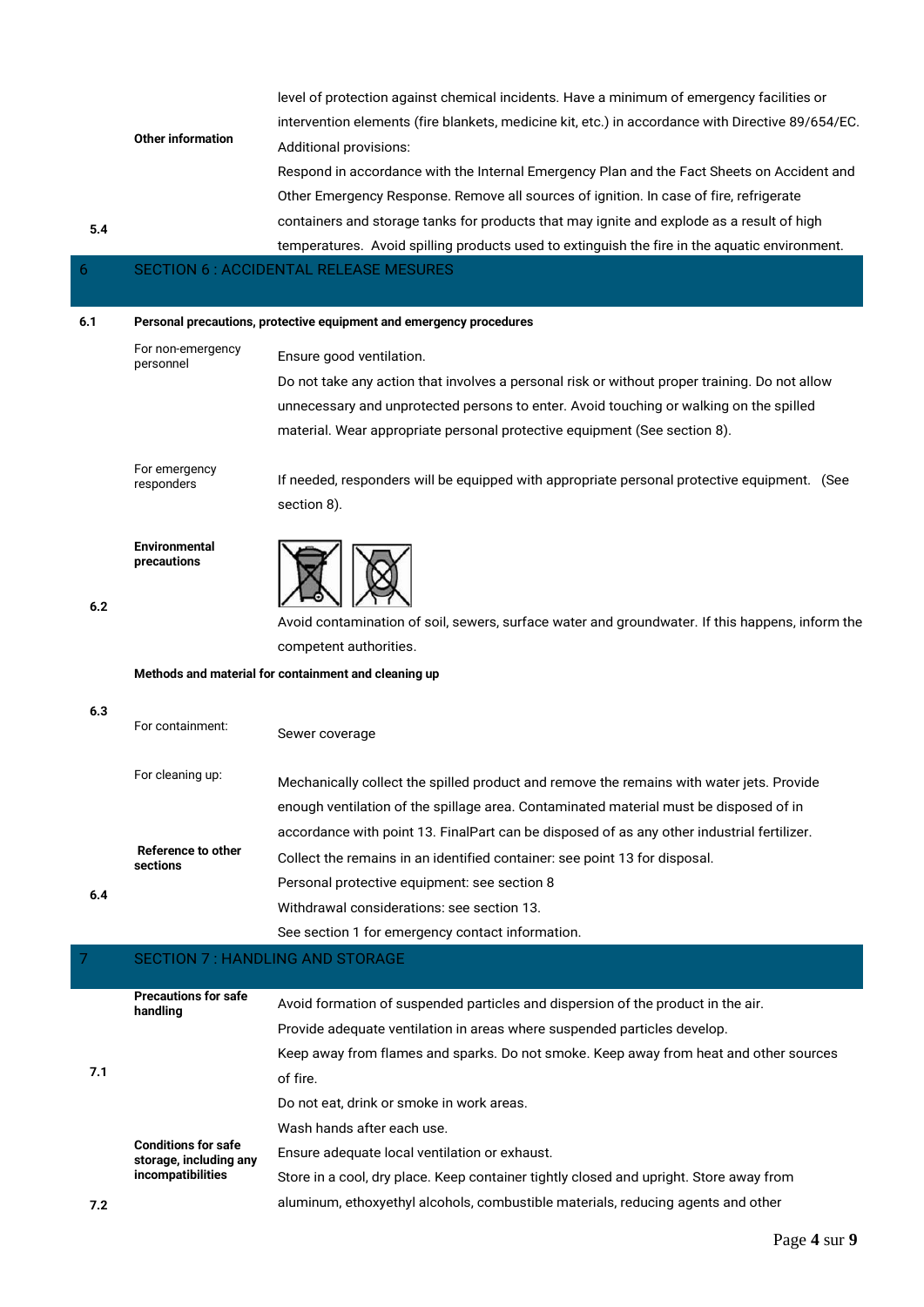| | | |
|---|---|---|
| 5.4 | **Other information** | level of protection against chemical incidents. Have a minimum of emergency facilities or intervention elements (fire blankets, medicine kit, etc.) in accordance with Directive 89/654/EC. Additional provisions: Respond in accordance with the Internal Emergency Plan and the Fact Sheets on Accident and Other Emergency Response. Remove all sources of ignition. In case of fire, refrigerate containers and storage tanks for products that may ignite and explode as a result of high temperatures. Avoid spilling products used to extinguish the fire in the aquatic environment. |

## 6 SECTION 6 : ACCIDENTAL RELEASE MESURES

**6.1 Personal precautions, protective equipment and emergency procedures**

| | |
|---|---|
| For non-emergency personnel | Ensure good ventilation. Do not take any action that involves a personal risk or without proper training. Do not allow unnecessary and unprotected persons to enter. Avoid touching or walking on the spilled material. Wear appropriate personal protective equipment (See section 8). |
| For emergency responders | If needed, responders will be equipped with appropriate personal protective equipment. (See section 8). |

| | | |
|---|---|---|
| 6.2 | **Environmental precautions** | Avoid contamination of soil, sewers, surface water and groundwater. If this happens, inform the competent authorities. |

**6.3 Methods and material for containment and cleaning up**

| | |
|---|---|
| For containment: | Sewer coverage |
| For cleaning up: | Mechanically collect the spilled product and remove the remains with water jets. Provide enough ventilation of the spillage area. Contaminated material must be disposed of in accordance with point 13. FinalPart can be disposed of as any other industrial fertilizer. |

| | | |
|---|---|---|
| 6.4 | **Reference to other sections** | Collect the remains in an identified container: see point 13 for disposal. Personal protective equipment: see section 8 Withdrawal considerations: see section 13. See section 1 for emergency contact information. |

## 7 SECTION 7 : HANDLING AND STORAGE

| | | |
|---|---|---|
| 7.1 | **Precautions for safe handling** | Avoid formation of suspended particles and dispersion of the product in the air. Provide adequate ventilation in areas where suspended particles develop. Keep away from flames and sparks. Do not smoke. Keep away from heat and other sources of fire. Do not eat, drink or smoke in work areas. Wash hands after each use. |
| 7.2 | **Conditions for safe storage, including any incompatibilities** | Ensure adequate local ventilation or exhaust. Store in a cool, dry place. Keep container tightly closed and upright. Store away from aluminum, ethoxyethyl alcohols, combustible materials, reducing agents and other |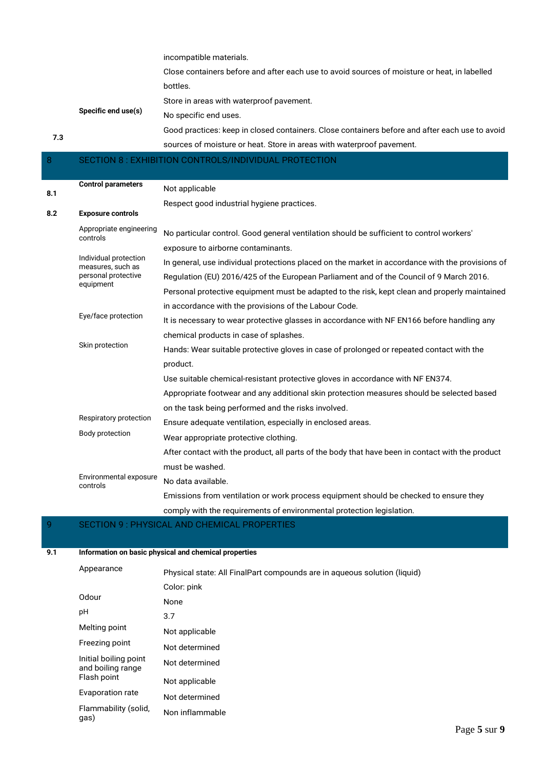incompatible materials.

Close containers before and after each use to avoid sources of moisture or heat, in labelled bottles.

Store in areas with waterproof pavement.

| | | |
|---|---|---|
| 7.3 | **Specific end use(s)** | No specific end uses. Good practices: keep in closed containers. Close containers before and after each use to avoid sources of moisture or heat. Store in areas with waterproof pavement. |

## 8 SECTION 8 : EXHIBITION CONTROLS/INDIVIDUAL PROTECTION

| | | |
|---|---|---|
| 8.1 | **Control parameters** | Not applicable<br>Respect good industrial hygiene practices. |
| 8.2 | **Exposure controls** | |
| | Appropriate engineering controls | No particular control. Good general ventilation should be sufficient to control workers' exposure to airborne contaminants. |
| | Individual protection measures, such as personal protective equipment | In general, use individual protections placed on the market in accordance with the provisions of Regulation (EU) 2016/425 of the European Parliament and of the Council of 9 March 2016. Personal protective equipment must be adapted to the risk, kept clean and properly maintained in accordance with the provisions of the Labour Code. |
| | Eye/face protection | It is necessary to wear protective glasses in accordance with NF EN166 before handling any chemical products in case of splashes. |
| | Skin protection | Hands: Wear suitable protective gloves in case of prolonged or repeated contact with the product.<br>Use suitable chemical-resistant protective gloves in accordance with NF EN374.<br>Appropriate footwear and any additional skin protection measures should be selected based on the task being performed and the risks involved. |
| | Respiratory protection | Ensure adequate ventilation, especially in enclosed areas. |
| | Body protection | Wear appropriate protective clothing.<br>After contact with the product, all parts of the body that have been in contact with the product must be washed. |
| | Environmental exposure controls | No data available.<br>Emissions from ventilation or work process equipment should be checked to ensure they comply with the requirements of environmental protection legislation. |

## 9 SECTION 9 : PHYSICAL AND CHEMICAL PROPERTIES

**9.1 Information on basic physical and chemical properties**

| | |
|---|---|
| Appearance | Physical state: All FinalPart compounds are in aqueous solution (liquid)<br>Color: pink |
| Odour | None |
| pH | 3.7 |
| Melting point | Not applicable |
| Freezing point | Not determined |
| Initial boiling point and boiling range | Not determined |
| Flash point | Not applicable |
| Evaporation rate | Not determined |
| Flammability (solid, gas) | Non inflammable |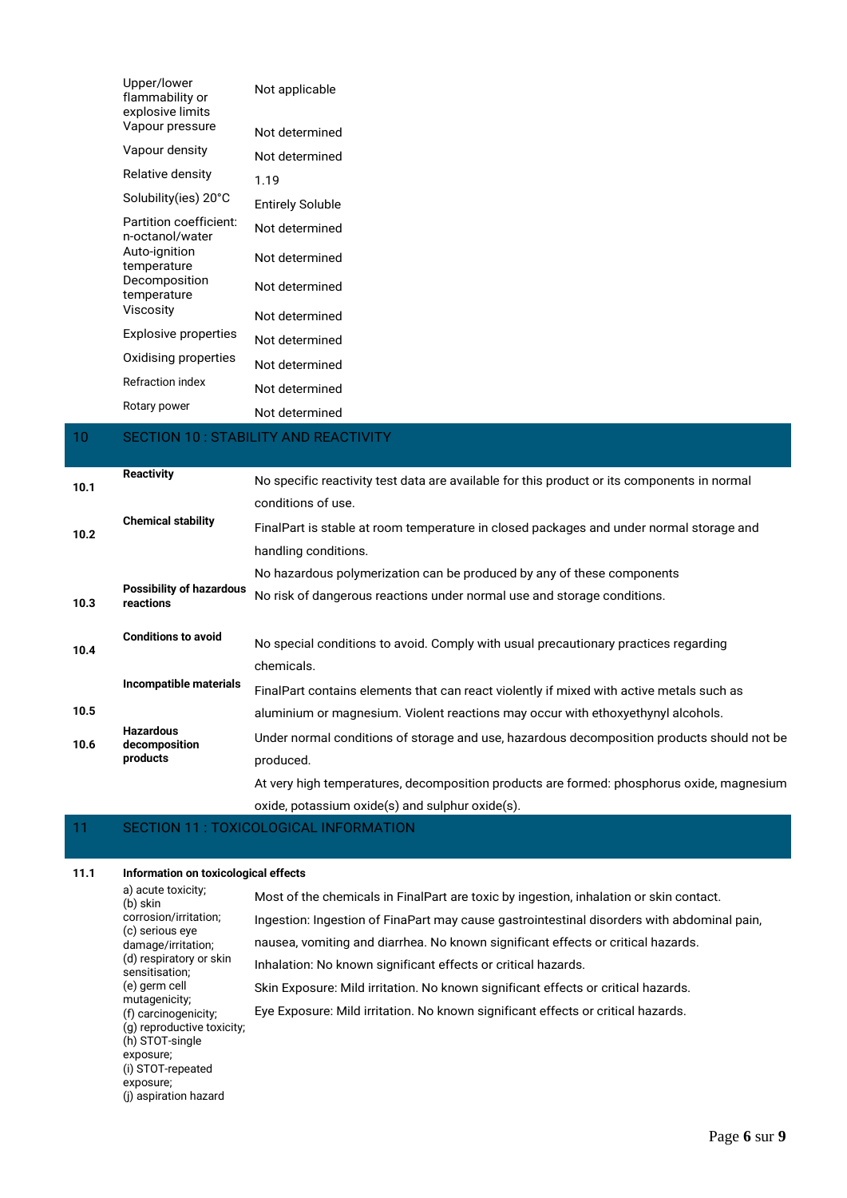| | |
|---|---|
| Upper/lower flammability or explosive limits | Not applicable |
| Vapour pressure | Not determined |
| Vapour density | Not determined |
| Relative density | 1.19 |
| Solubility(ies) 20°C | Entirely Soluble |
| Partition coefficient: n-octanol/water | Not determined |
| Auto-ignition temperature | Not determined |
| Decomposition temperature | Not determined |
| Viscosity | Not determined |
| Explosive properties | Not determined |
| Oxidising properties | Not determined |
| Refraction index | Not determined |
| Rotary power | Not determined |

## 10 SECTION 10 : STABILITY AND REACTIVITY

| | | |
|---|---|---|
| **10.1** | **Reactivity** | No specific reactivity test data are available for this product or its components in normal conditions of use. |
| **10.2** | **Chemical stability** | FinalPart is stable at room temperature in closed packages and under normal storage and handling conditions.<br>No hazardous polymerization can be produced by any of these components |
| **10.3** | **Possibility of hazardous reactions** | No risk of dangerous reactions under normal use and storage conditions. |
| **10.4** | **Conditions to avoid** | No special conditions to avoid. Comply with usual precautionary practices regarding chemicals. |
| **10.5** | **Incompatible materials** | FinalPart contains elements that can react violently if mixed with active metals such as aluminium or magnesium. Violent reactions may occur with ethoxyethynyl alcohols. |
| **10.6** | **Hazardous decomposition products** | Under normal conditions of storage and use, hazardous decomposition products should not be produced.<br>At very high temperatures, decomposition products are formed: phosphorus oxide, magnesium oxide, potassium oxide(s) and sulphur oxide(s). |

## 11 SECTION 11 : TOXICOLOGICAL INFORMATION

**11.1 Information on toxicological effects**

| | |
|---|---|
| a) acute toxicity;<br>(b) skin corrosion/irritation;<br>(c) serious eye damage/irritation;<br>(d) respiratory or skin sensitisation;<br>(e) germ cell mutagenicity;<br>(f) carcinogenicity;<br>(g) reproductive toxicity;<br>(h) STOT-single exposure;<br>(i) STOT-repeated exposure;<br>(j) aspiration hazard | Most of the chemicals in FinalPart are toxic by ingestion, inhalation or skin contact.<br>Ingestion: Ingestion of FinaPart may cause gastrointestinal disorders with abdominal pain, nausea, vomiting and diarrhea. No known significant effects or critical hazards.<br>Inhalation: No known significant effects or critical hazards.<br>Skin Exposure: Mild irritation. No known significant effects or critical hazards.<br>Eye Exposure: Mild irritation. No known significant effects or critical hazards. |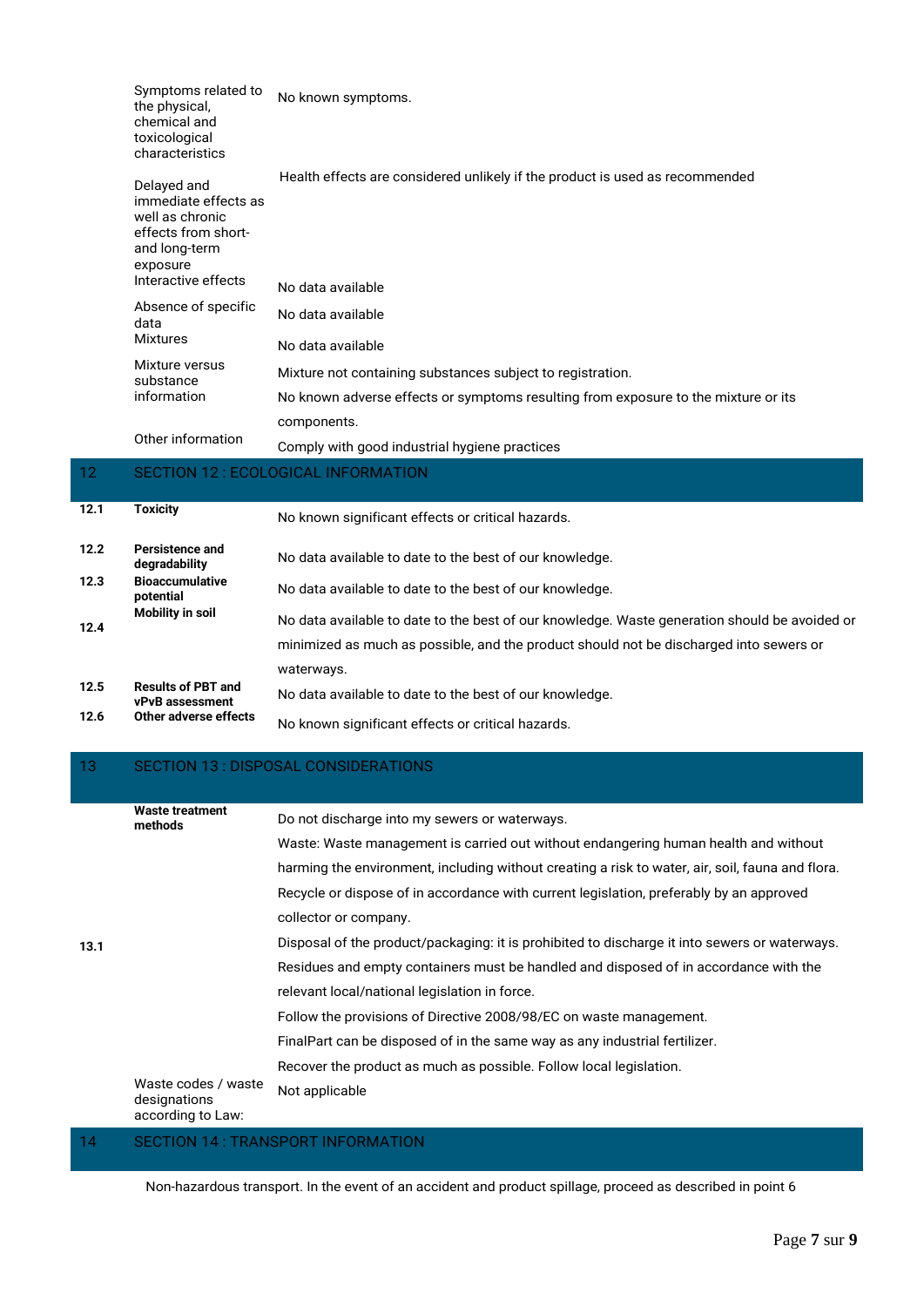| | |
|---|---|
| Symptoms related to the physical, chemical and toxicological characteristics | No known symptoms. |
| Delayed and immediate effects as well as chronic effects from short- and long-term exposure | Health effects are considered unlikely if the product is used as recommended |
| Interactive effects | No data available |
| Absence of specific data | No data available |
| Mixtures | No data available |
| Mixture versus substance information | Mixture not containing substances subject to registration.<br>No known adverse effects or symptoms resulting from exposure to the mixture or its components. |
| Other information | Comply with good industrial hygiene practices |

## 12 SECTION 12 : ECOLOGICAL INFORMATION

| | | |
|---|---|---|
| **12.1** | **Toxicity** | No known significant effects or critical hazards. |
| **12.2** | **Persistence and degradability** | No data available to date to the best of our knowledge. |
| **12.3** | **Bioaccumulative potential** | No data available to date to the best of our knowledge. |
| **12.4** | **Mobility in soil** | No data available to date to the best of our knowledge. Waste generation should be avoided or minimized as much as possible, and the product should not be discharged into sewers or waterways. |
| **12.5** | **Results of PBT and vPvB assessment** | No data available to date to the best of our knowledge. |
| **12.6** | **Other adverse effects** | No known significant effects or critical hazards. |

## 13 SECTION 13 : DISPOSAL CONSIDERATIONS

| | | |
|---|---|---|
| **13.1** | **Waste treatment methods** | Do not discharge into my sewers or waterways.<br>Waste: Waste management is carried out without endangering human health and without harming the environment, including without creating a risk to water, air, soil, fauna and flora.<br>Recycle or dispose of in accordance with current legislation, preferably by an approved collector or company.<br>Disposal of the product/packaging: it is prohibited to discharge it into sewers or waterways.<br>Residues and empty containers must be handled and disposed of in accordance with the relevant local/national legislation in force.<br>Follow the provisions of Directive 2008/98/EC on waste management.<br>FinalPart can be disposed of in the same way as any industrial fertilizer.<br>Recover the product as much as possible. Follow local legislation. |
| | Waste codes / waste designations according to Law: | Not applicable |

## 14 SECTION 14 : TRANSPORT INFORMATION

Non-hazardous transport. In the event of an accident and product spillage, proceed as described in point 6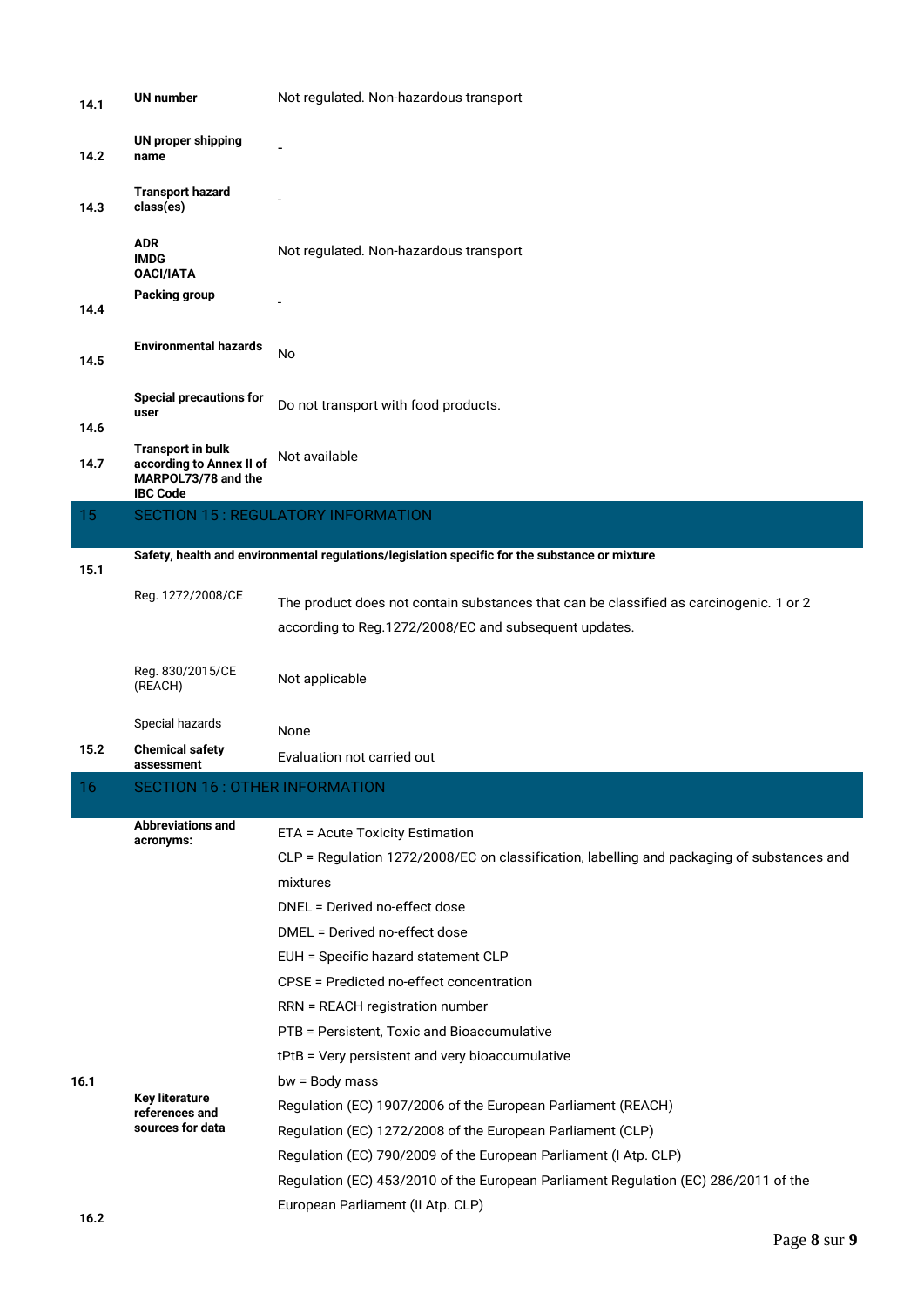| | | |
|---|---|---|
| 14.1 | **UN number** | Not regulated. Non-hazardous transport |
| 14.2 | **UN proper shipping name** | - |
| 14.3 | **Transport hazard class(es)** | - |
| | **ADR**<br>**IMDG**<br>**OACI/IATA** | Not regulated. Non-hazardous transport |
| 14.4 | **Packing group** | - |
| 14.5 | **Environmental hazards** | No |
| 14.6 | **Special precautions for user** | Do not transport with food products. |
| 14.7 | **Transport in bulk according to Annex II of MARPOL73/78 and the IBC Code** | Not available |

## 15 SECTION 15 : REGULATORY INFORMATION

**15.1 Safety, health and environmental regulations/legislation specific for the substance or mixture**

| | |
|---|---|
| Reg. 1272/2008/CE | The product does not contain substances that can be classified as carcinogenic. 1 or 2 according to Reg.1272/2008/EC and subsequent updates. |
| Reg. 830/2015/CE (REACH) | Not applicable |
| Special hazards | None |

**15.2 Chemical safety assessment** Evaluation not carried out

## 16 SECTION 16 : OTHER INFORMATION

**16.1 Abbreviations and acronyms:**

ETA = Acute Toxicity Estimation

CLP = Regulation 1272/2008/EC on classification, labelling and packaging of substances and mixtures

DNEL = Derived no-effect dose

DMEL = Derived no-effect dose

EUH = Specific hazard statement CLP

CPSE = Predicted no-effect concentration

RRN = REACH registration number

PTB = Persistent, Toxic and Bioaccumulative

tPtB = Very persistent and very bioaccumulative

bw = Body mass

**16.2 Key literature references and sources for data**

Regulation (EC) 1907/2006 of the European Parliament (REACH)

Regulation (EC) 1272/2008 of the European Parliament (CLP)

Regulation (EC) 790/2009 of the European Parliament (I Atp. CLP)

Regulation (EC) 453/2010 of the European Parliament Regulation (EC) 286/2011 of the European Parliament (II Atp. CLP)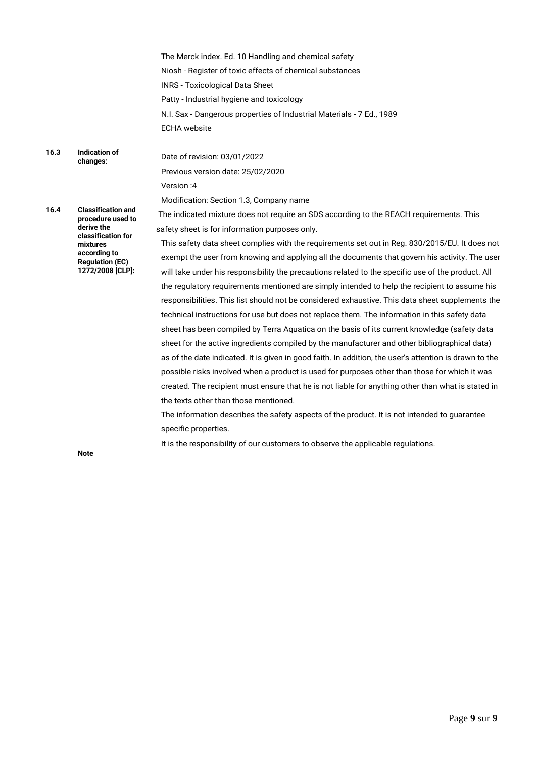The Merck index. Ed. 10 Handling and chemical safety

Niosh - Register of toxic effects of chemical substances

INRS - Toxicological Data Sheet

Patty - Industrial hygiene and toxicology

N.I. Sax - Dangerous properties of Industrial Materials - 7 Ed., 1989

ECHA website

**16.3 Indication of changes:**

Date of revision: 03/01/2022

Previous version date: 25/02/2020

Version :4

Modification: Section 1.3, Company name

**16.4 Classification and procedure used to derive the classification for mixtures according to Regulation (EC) 1272/2008 [CLP]:**

The indicated mixture does not require an SDS according to the REACH requirements. This safety sheet is for information purposes only.

This safety data sheet complies with the requirements set out in Reg. 830/2015/EU. It does not exempt the user from knowing and applying all the documents that govern his activity. The user will take under his responsibility the precautions related to the specific use of the product. All the regulatory requirements mentioned are simply intended to help the recipient to assume his responsibilities. This list should not be considered exhaustive. This data sheet supplements the technical instructions for use but does not replace them. The information in this safety data sheet has been compiled by Terra Aquatica on the basis of its current knowledge (safety data sheet for the active ingredients compiled by the manufacturer and other bibliographical data) as of the date indicated. It is given in good faith. In addition, the user's attention is drawn to the possible risks involved when a product is used for purposes other than those for which it was created. The recipient must ensure that he is not liable for anything other than what is stated in the texts other than those mentioned.

The information describes the safety aspects of the product. It is not intended to guarantee specific properties.

It is the responsibility of our customers to observe the applicable regulations.

**Note**